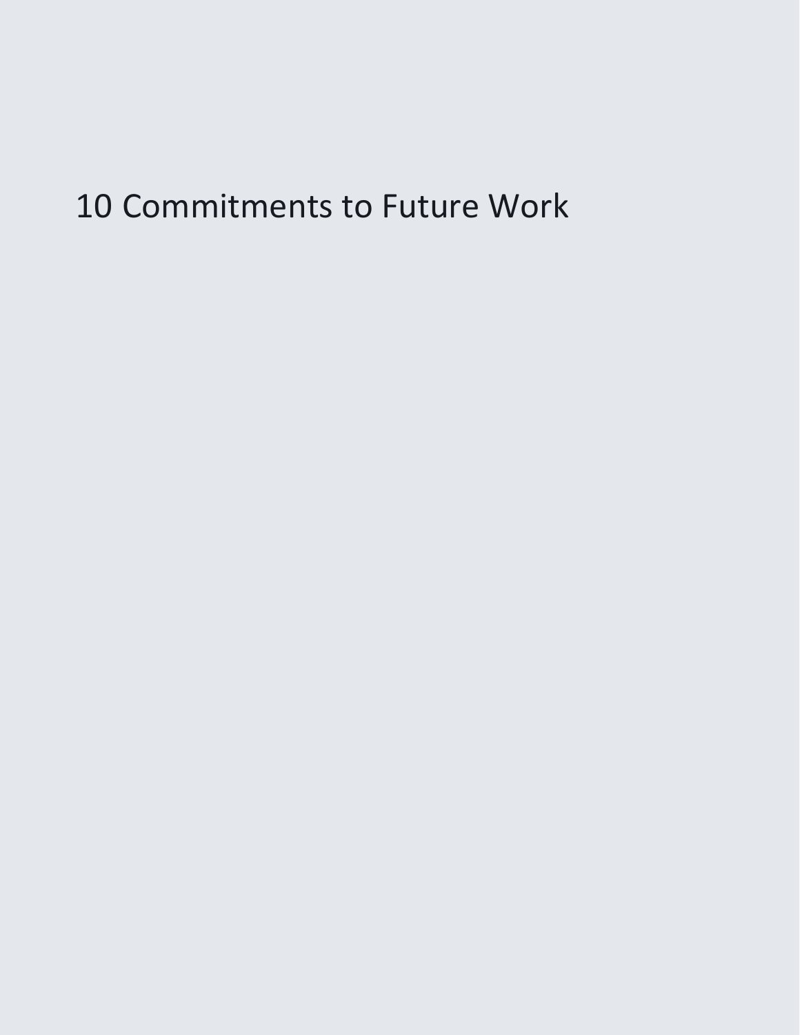# 10 Commitments to Future Work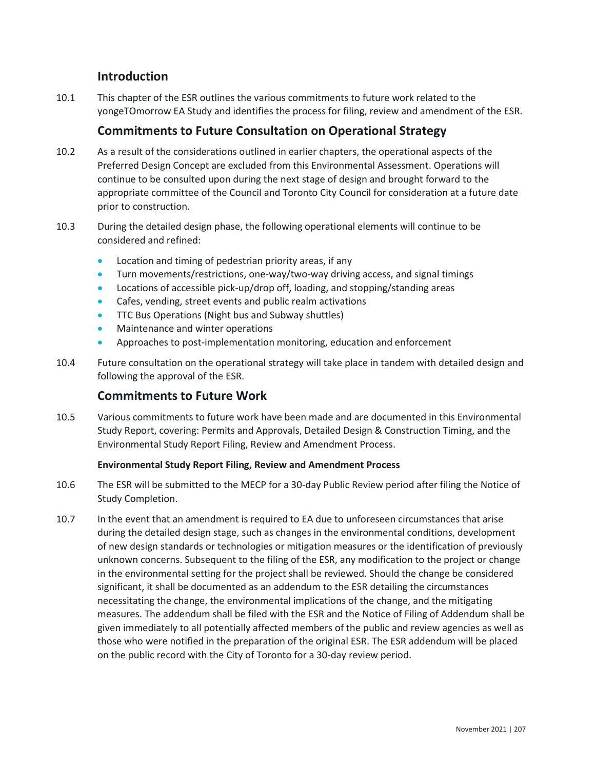## Introduction

10.1 This chapter of the ESR outlines the various commitments to future work related to the yongeTOmorrow EA Study and identifies the process for filing, review and amendment of the ESR.

## Commitments to Future Consultation on Operational Strategy

10.2 As a result of the considerations outlined in earlier chapters, the operational aspects of the Preferred Design Concept are excluded from this Environmental Assessment. Operations will continue to be consulted upon during the next stage of design and brought forward to the appropriate committee of the Council and Toronto City Council for consideration at a future date prior to construction.

10.3 During the detailed design phase, the following operational elements will continue to be considered and refined:

- Location and timing of pedestrian priority areas, if any
- Turn movements/restrictions, one-way/two-way driving access, and signal timings
- Locations of accessible pick-up/drop off, loading, and stopping/standing areas
- Cafes, vending, street events and public realm activations
- TTC Bus Operations (Night bus and Subway shuttles)
- Maintenance and winter operations
- Approaches to post-implementation monitoring, education and enforcement

10.4 Future consultation on the operational strategy will take place in tandem with detailed design and following the approval of the ESR.

## Commitments to Future Work

10.5 Various commitments to future work have been made and are documented in this Environmental Study Report, covering: Permits and Approvals, Detailed Design & Construction Timing, and the Environmental Study Report Filing, Review and Amendment Process.

**Environmental Study Report Filing, Review and Amendment Process**

10.6 The ESR will be submitted to the MECP for a 30-day Public Review period after filing the Notice of Study Completion.

10.7 In the event that an amendment is required to EA due to unforeseen circumstances that arise during the detailed design stage, such as changes in the environmental conditions, development of new design standards or technologies or mitigation measures or the identification of previously unknown concerns. Subsequent to the filing of the ESR, any modification to the project or change in the environmental setting for the project shall be reviewed. Should the change be considered significant, it shall be documented as an addendum to the ESR detailing the circumstances necessitating the change, the environmental implications of the change, and the mitigating measures. The addendum shall be filed with the ESR and the Notice of Filing of Addendum shall be given immediately to all potentially affected members of the public and review agencies as well as those who were notified in the preparation of the original ESR. The ESR addendum will be placed on the public record with the City of Toronto for a 30-day review period.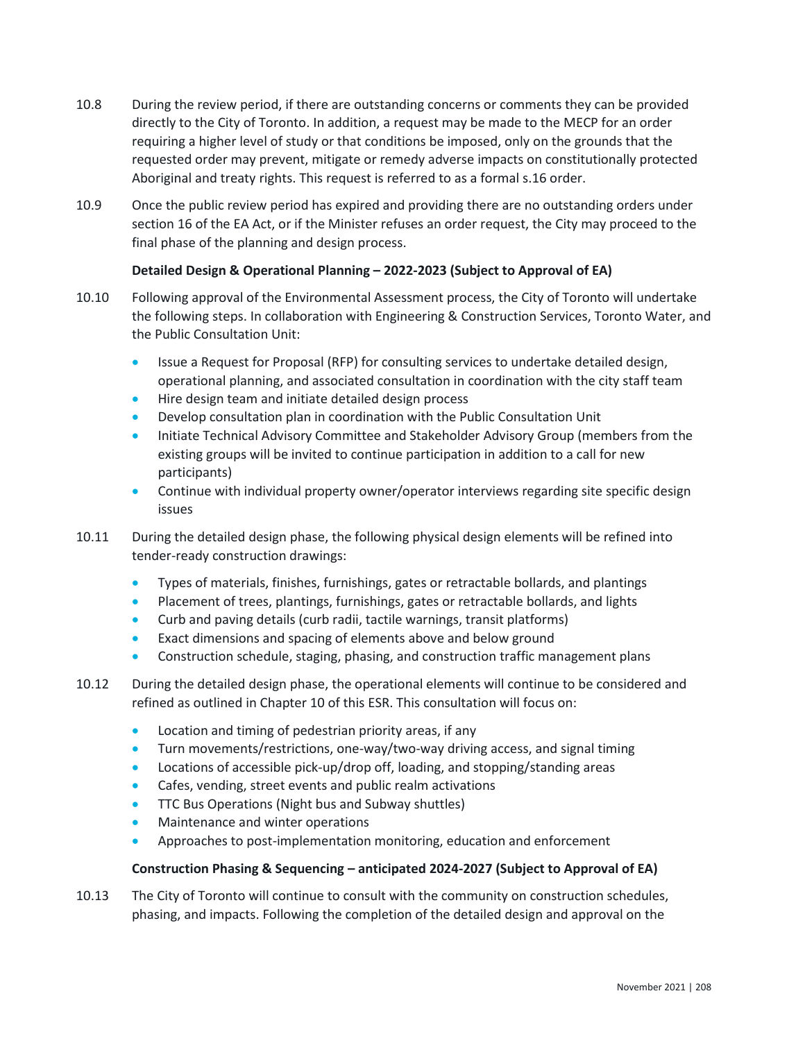10.8 During the review period, if there are outstanding concerns or comments they can be provided directly to the City of Toronto. In addition, a request may be made to the MECP for an order requiring a higher level of study or that conditions be imposed, only on the grounds that the requested order may prevent, mitigate or remedy adverse impacts on constitutionally protected Aboriginal and treaty rights. This request is referred to as a formal s.16 order.

10.9 Once the public review period has expired and providing there are no outstanding orders under section 16 of the EA Act, or if the Minister refuses an order request, the City may proceed to the final phase of the planning and design process.

**Detailed Design & Operational Planning – 2022-2023 (Subject to Approval of EA)**

10.10 Following approval of the Environmental Assessment process, the City of Toronto will undertake the following steps. In collaboration with Engineering & Construction Services, Toronto Water, and the Public Consultation Unit:

- Issue a Request for Proposal (RFP) for consulting services to undertake detailed design, operational planning, and associated consultation in coordination with the city staff team
- Hire design team and initiate detailed design process
- Develop consultation plan in coordination with the Public Consultation Unit
- Initiate Technical Advisory Committee and Stakeholder Advisory Group (members from the existing groups will be invited to continue participation in addition to a call for new participants)
- Continue with individual property owner/operator interviews regarding site specific design issues

10.11 During the detailed design phase, the following physical design elements will be refined into tender-ready construction drawings:

- Types of materials, finishes, furnishings, gates or retractable bollards, and plantings
- Placement of trees, plantings, furnishings, gates or retractable bollards, and lights
- Curb and paving details (curb radii, tactile warnings, transit platforms)
- Exact dimensions and spacing of elements above and below ground
- Construction schedule, staging, phasing, and construction traffic management plans

10.12 During the detailed design phase, the operational elements will continue to be considered and refined as outlined in Chapter 10 of this ESR. This consultation will focus on:

- Location and timing of pedestrian priority areas, if any
- Turn movements/restrictions, one-way/two-way driving access, and signal timing
- Locations of accessible pick-up/drop off, loading, and stopping/standing areas
- Cafes, vending, street events and public realm activations
- TTC Bus Operations (Night bus and Subway shuttles)
- Maintenance and winter operations
- Approaches to post-implementation monitoring, education and enforcement

**Construction Phasing & Sequencing – anticipated 2024-2027 (Subject to Approval of EA)**

10.13 The City of Toronto will continue to consult with the community on construction schedules, phasing, and impacts. Following the completion of the detailed design and approval on the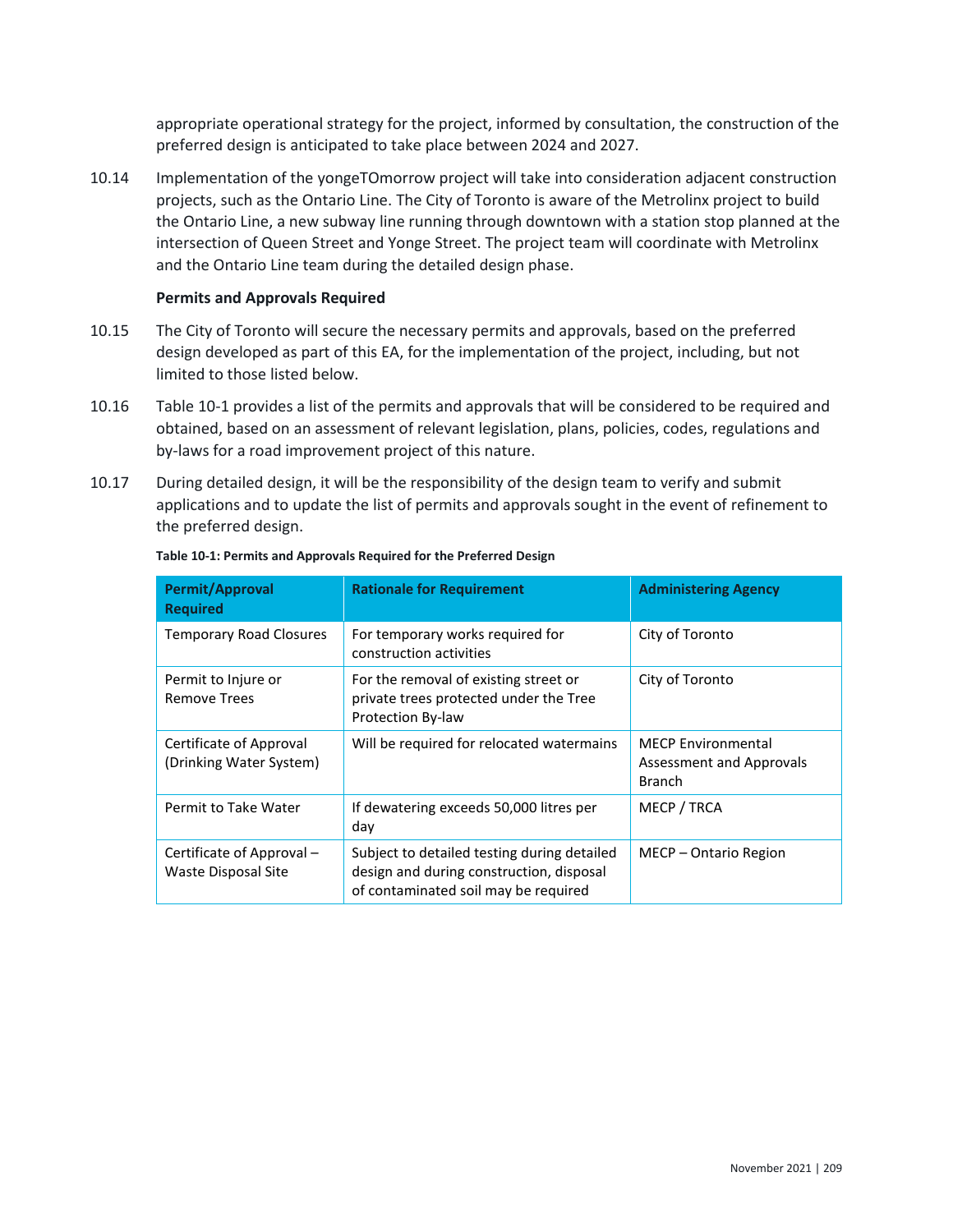appropriate operational strategy for the project, informed by consultation, the construction of the preferred design is anticipated to take place between 2024 and 2027.

10.14 Implementation of the yongeTOmorrow project will take into consideration adjacent construction projects, such as the Ontario Line. The City of Toronto is aware of the Metrolinx project to build the Ontario Line, a new subway line running through downtown with a station stop planned at the intersection of Queen Street and Yonge Street. The project team will coordinate with Metrolinx and the Ontario Line team during the detailed design phase.

**Permits and Approvals Required**

10.15 The City of Toronto will secure the necessary permits and approvals, based on the preferred design developed as part of this EA, for the implementation of the project, including, but not limited to those listed below.

10.16 Table 10-1 provides a list of the permits and approvals that will be considered to be required and obtained, based on an assessment of relevant legislation, plans, policies, codes, regulations and by-laws for a road improvement project of this nature.

10.17 During detailed design, it will be the responsibility of the design team to verify and submit applications and to update the list of permits and approvals sought in the event of refinement to the preferred design.

**Table 10-1: Permits and Approvals Required for the Preferred Design**

| Permit/Approval Required | Rationale for Requirement | Administering Agency |
|---|---|---|
| Temporary Road Closures | For temporary works required for construction activities | City of Toronto |
| Permit to Injure or Remove Trees | For the removal of existing street or private trees protected under the Tree Protection By-law | City of Toronto |
| Certificate of Approval (Drinking Water System) | Will be required for relocated watermains | MECP Environmental Assessment and Approvals Branch |
| Permit to Take Water | If dewatering exceeds 50,000 litres per day | MECP / TRCA |
| Certificate of Approval – Waste Disposal Site | Subject to detailed testing during detailed design and during construction, disposal of contaminated soil may be required | MECP – Ontario Region |